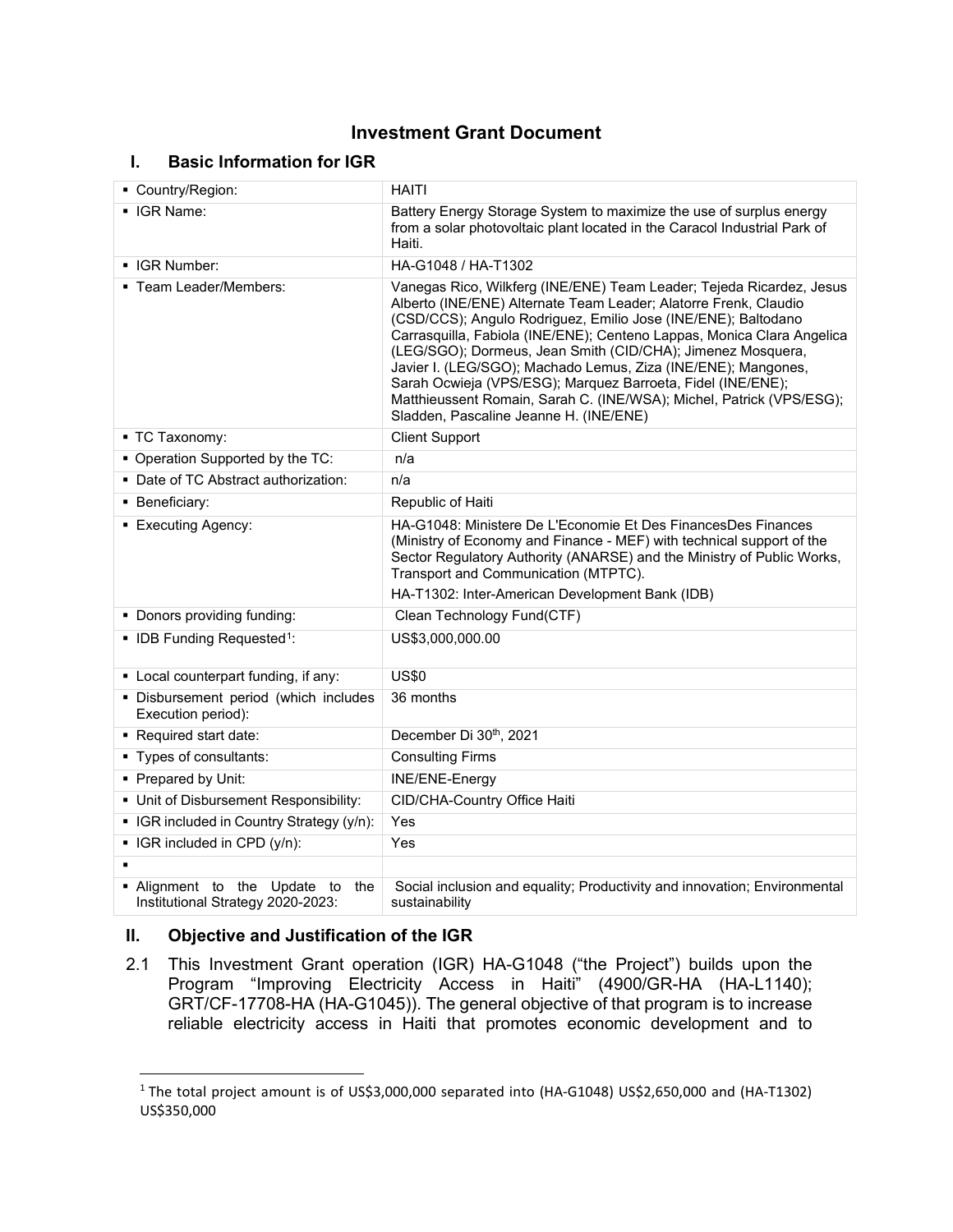# Investment Grant Document

## I. Basic Information for IGR

| | |
|---|---|
| ▪ Country/Region: | HAITI |
| ▪ IGR Name: | Battery Energy Storage System to maximize the use of surplus energy from a solar photovoltaic plant located in the Caracol Industrial Park of Haiti. |
| ▪ IGR Number: | HA-G1048 / HA-T1302 |
| ▪ Team Leader/Members: | Vanegas Rico, Wilkferg (INE/ENE) Team Leader; Tejeda Ricardez, Jesus Alberto (INE/ENE) Alternate Team Leader; Alatorre Frenk, Claudio (CSD/CCS); Angulo Rodriguez, Emilio Jose (INE/ENE); Baltodano Carrasquilla, Fabiola (INE/ENE); Centeno Lappas, Monica Clara Angelica (LEG/SGO); Dormeus, Jean Smith (CID/CHA); Jimenez Mosquera, Javier I. (LEG/SGO); Machado Lemus, Ziza (INE/ENE); Mangones, Sarah Ocwieja (VPS/ESG); Marquez Barroeta, Fidel (INE/ENE); Matthieussent Romain, Sarah C. (INE/WSA); Michel, Patrick (VPS/ESG); Sladden, Pascaline Jeanne H. (INE/ENE) |
| ▪ TC Taxonomy: | Client Support |
| ▪ Operation Supported by the TC: | n/a |
| ▪ Date of TC Abstract authorization: | n/a |
| ▪ Beneficiary: | Republic of Haiti |
| ▪ Executing Agency: | HA-G1048: Ministere De L'Economie Et Des FinancesDes Finances (Ministry of Economy and Finance - MEF) with technical support of the Sector Regulatory Authority (ANARSE) and the Ministry of Public Works, Transport and Communication (MTPTC).<br>HA-T1302: Inter-American Development Bank (IDB) |
| ▪ Donors providing funding: | Clean Technology Fund(CTF) |
| ▪ IDB Funding Requested[1]: | US$3,000,000.00 |
| ▪ Local counterpart funding, if any: | US$0 |
| ▪ Disbursement period (which includes Execution period): | 36 months |
| ▪ Required start date: | December Di 30th, 2021 |
| ▪ Types of consultants: | Consulting Firms |
| ▪ Prepared by Unit: | INE/ENE-Energy |
| ▪ Unit of Disbursement Responsibility: | CID/CHA-Country Office Haiti |
| ▪ IGR included in Country Strategy (y/n): | Yes |
| ▪ IGR included in CPD (y/n): | Yes |
| ▪ | |
| ▪ Alignment to the Update to the Institutional Strategy 2020-2023: | Social inclusion and equality; Productivity and innovation; Environmental sustainability |

## II. Objective and Justification of the IGR

2.1 This Investment Grant operation (IGR) HA-G1048 ("the Project") builds upon the Program "Improving Electricity Access in Haiti" (4900/GR-HA (HA-L1140); GRT/CF-17708-HA (HA-G1045)). The general objective of that program is to increase reliable electricity access in Haiti that promotes economic development and to

[1] The total project amount is of US$3,000,000 separated into (HA-G1048) US$2,650,000 and (HA-T1302) US$350,000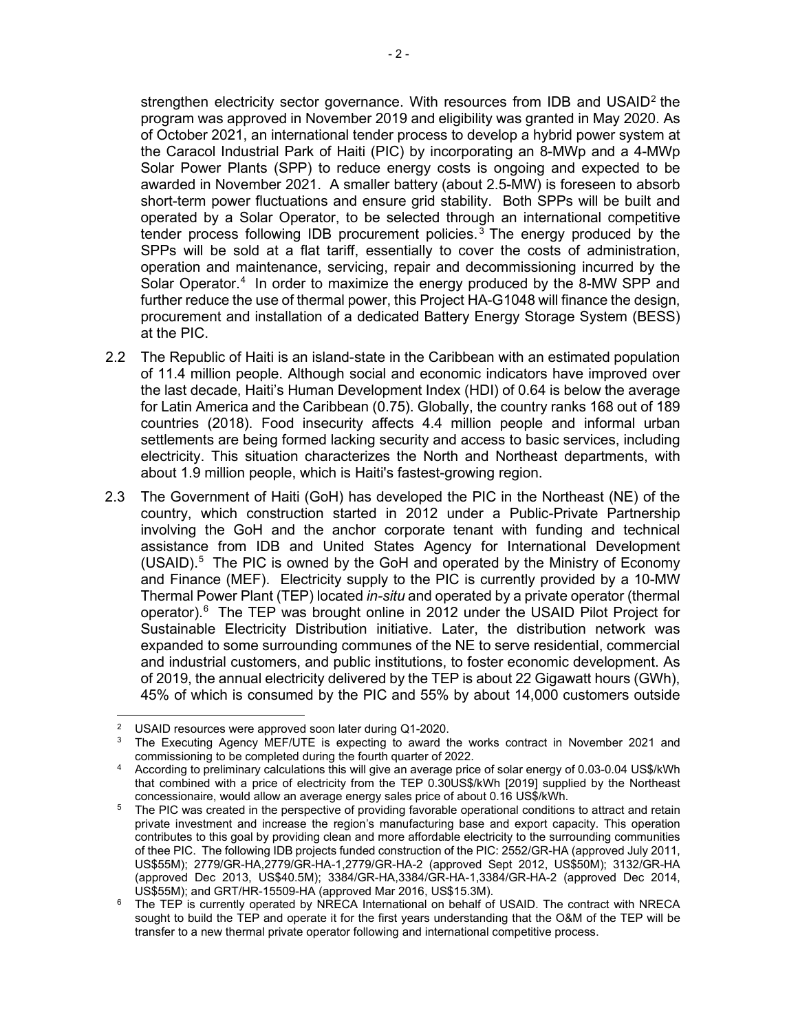strengthen electricity sector governance. With resources from IDB and USAID[2] the program was approved in November 2019 and eligibility was granted in May 2020. As of October 2021, an international tender process to develop a hybrid power system at the Caracol Industrial Park of Haiti (PIC) by incorporating an 8-MWp and a 4-MWp Solar Power Plants (SPP) to reduce energy costs is ongoing and expected to be awarded in November 2021. A smaller battery (about 2.5-MW) is foreseen to absorb short-term power fluctuations and ensure grid stability. Both SPPs will be built and operated by a Solar Operator, to be selected through an international competitive tender process following IDB procurement policies.[3] The energy produced by the SPPs will be sold at a flat tariff, essentially to cover the costs of administration, operation and maintenance, servicing, repair and decommissioning incurred by the Solar Operator.[4] In order to maximize the energy produced by the 8-MW SPP and further reduce the use of thermal power, this Project HA-G1048 will finance the design, procurement and installation of a dedicated Battery Energy Storage System (BESS) at the PIC.

2.2 The Republic of Haiti is an island-state in the Caribbean with an estimated population of 11.4 million people. Although social and economic indicators have improved over the last decade, Haiti's Human Development Index (HDI) of 0.64 is below the average for Latin America and the Caribbean (0.75). Globally, the country ranks 168 out of 189 countries (2018). Food insecurity affects 4.4 million people and informal urban settlements are being formed lacking security and access to basic services, including electricity. This situation characterizes the North and Northeast departments, with about 1.9 million people, which is Haiti's fastest-growing region.

2.3 The Government of Haiti (GoH) has developed the PIC in the Northeast (NE) of the country, which construction started in 2012 under a Public-Private Partnership involving the GoH and the anchor corporate tenant with funding and technical assistance from IDB and United States Agency for International Development (USAID).[5] The PIC is owned by the GoH and operated by the Ministry of Economy and Finance (MEF). Electricity supply to the PIC is currently provided by a 10-MW Thermal Power Plant (TEP) located *in-situ* and operated by a private operator (thermal operator).[6] The TEP was brought online in 2012 under the USAID Pilot Project for Sustainable Electricity Distribution initiative. Later, the distribution network was expanded to some surrounding communes of the NE to serve residential, commercial and industrial customers, and public institutions, to foster economic development. As of 2019, the annual electricity delivered by the TEP is about 22 Gigawatt hours (GWh), 45% of which is consumed by the PIC and 55% by about 14,000 customers outside

---

[2] USAID resources were approved soon later during Q1-2020.

[3] The Executing Agency MEF/UTE is expecting to award the works contract in November 2021 and commissioning to be completed during the fourth quarter of 2022.

[4] According to preliminary calculations this will give an average price of solar energy of 0.03-0.04 US$/kWh that combined with a price of electricity from the TEP 0.30US$/kWh [2019] supplied by the Northeast concessionaire, would allow an average energy sales price of about 0.16 US$/kWh.

[5] The PIC was created in the perspective of providing favorable operational conditions to attract and retain private investment and increase the region's manufacturing base and export capacity. This operation contributes to this goal by providing clean and more affordable electricity to the surrounding communities of thee PIC. The following IDB projects funded construction of the PIC: 2552/GR-HA (approved July 2011, US$55M); 2779/GR-HA,2779/GR-HA-1,2779/GR-HA-2 (approved Sept 2012, US$50M); 3132/GR-HA (approved Dec 2013, US$40.5M); 3384/GR-HA,3384/GR-HA-1,3384/GR-HA-2 (approved Dec 2014, US$55M); and GRT/HR-15509-HA (approved Mar 2016, US$15.3M).

[6] The TEP is currently operated by NRECA International on behalf of USAID. The contract with NRECA sought to build the TEP and operate it for the first years understanding that the O&M of the TEP will be transfer to a new thermal private operator following and international competitive process.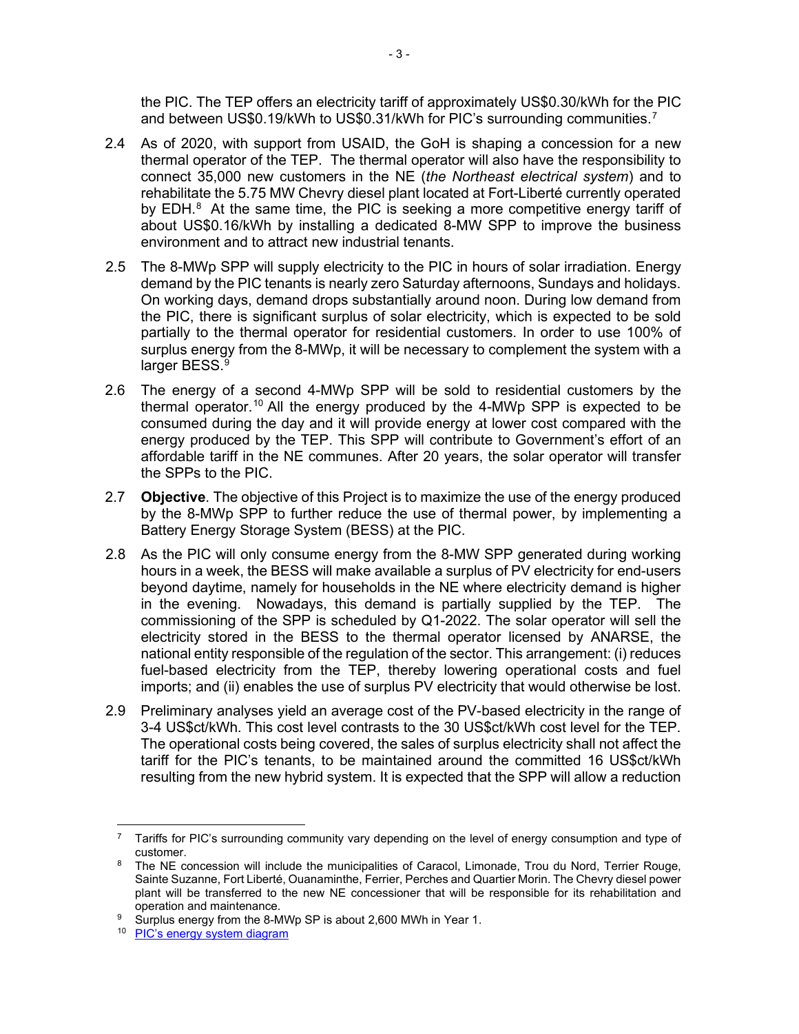the PIC. The TEP offers an electricity tariff of approximately US$0.30/kWh for the PIC and between US$0.19/kWh to US$0.31/kWh for PIC's surrounding communities.[7]

2.4 As of 2020, with support from USAID, the GoH is shaping a concession for a new thermal operator of the TEP. The thermal operator will also have the responsibility to connect 35,000 new customers in the NE (*the Northeast electrical system*) and to rehabilitate the 5.75 MW Chevry diesel plant located at Fort-Liberté currently operated by EDH.[8] At the same time, the PIC is seeking a more competitive energy tariff of about US$0.16/kWh by installing a dedicated 8-MW SPP to improve the business environment and to attract new industrial tenants.

2.5 The 8-MWp SPP will supply electricity to the PIC in hours of solar irradiation. Energy demand by the PIC tenants is nearly zero Saturday afternoons, Sundays and holidays. On working days, demand drops substantially around noon. During low demand from the PIC, there is significant surplus of solar electricity, which is expected to be sold partially to the thermal operator for residential customers. In order to use 100% of surplus energy from the 8-MWp, it will be necessary to complement the system with a larger BESS.[9]

2.6 The energy of a second 4-MWp SPP will be sold to residential customers by the thermal operator.[10] All the energy produced by the 4-MWp SPP is expected to be consumed during the day and it will provide energy at lower cost compared with the energy produced by the TEP. This SPP will contribute to Government's effort of an affordable tariff in the NE communes. After 20 years, the solar operator will transfer the SPPs to the PIC.

2.7 **Objective**. The objective of this Project is to maximize the use of the energy produced by the 8-MWp SPP to further reduce the use of thermal power, by implementing a Battery Energy Storage System (BESS) at the PIC.

2.8 As the PIC will only consume energy from the 8-MW SPP generated during working hours in a week, the BESS will make available a surplus of PV electricity for end-users beyond daytime, namely for households in the NE where electricity demand is higher in the evening. Nowadays, this demand is partially supplied by the TEP. The commissioning of the SPP is scheduled by Q1-2022. The solar operator will sell the electricity stored in the BESS to the thermal operator licensed by ANARSE, the national entity responsible of the regulation of the sector. This arrangement: (i) reduces fuel-based electricity from the TEP, thereby lowering operational costs and fuel imports; and (ii) enables the use of surplus PV electricity that would otherwise be lost.

2.9 Preliminary analyses yield an average cost of the PV-based electricity in the range of 3-4 US$ct/kWh. This cost level contrasts to the 30 US$ct/kWh cost level for the TEP. The operational costs being covered, the sales of surplus electricity shall not affect the tariff for the PIC's tenants, to be maintained around the committed 16 US$ct/kWh resulting from the new hybrid system. It is expected that the SPP will allow a reduction

---

[7] Tariffs for PIC's surrounding community vary depending on the level of energy consumption and type of customer.

[8] The NE concession will include the municipalities of Caracol, Limonade, Trou du Nord, Terrier Rouge, Sainte Suzanne, Fort Liberté, Ouanaminthe, Ferrier, Perches and Quartier Morin. The Chevry diesel power plant will be transferred to the new NE concessioner that will be responsible for its rehabilitation and operation and maintenance.

[9] Surplus energy from the 8-MWp SP is about 2,600 MWh in Year 1.

[10] PIC's energy system diagram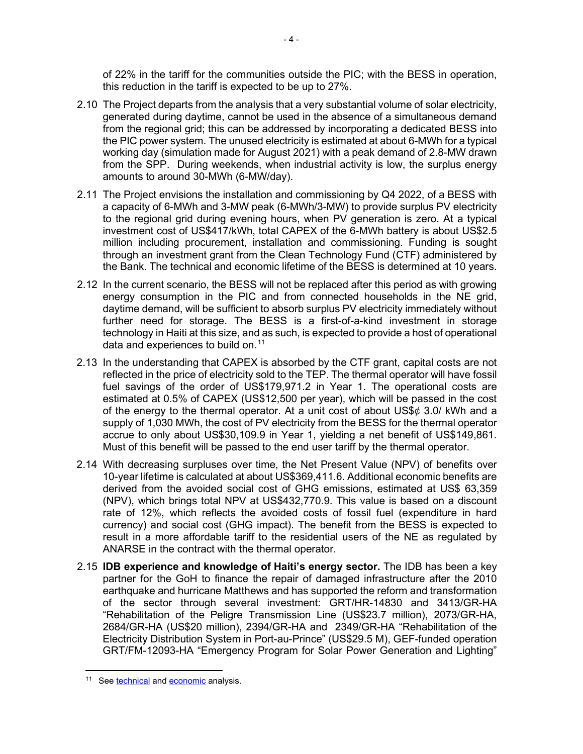of 22% in the tariff for the communities outside the PIC; with the BESS in operation, this reduction in the tariff is expected to be up to 27%.

2.10 The Project departs from the analysis that a very substantial volume of solar electricity, generated during daytime, cannot be used in the absence of a simultaneous demand from the regional grid; this can be addressed by incorporating a dedicated BESS into the PIC power system. The unused electricity is estimated at about 6-MWh for a typical working day (simulation made for August 2021) with a peak demand of 2.8-MW drawn from the SPP. During weekends, when industrial activity is low, the surplus energy amounts to around 30-MWh (6-MW/day).

2.11 The Project envisions the installation and commissioning by Q4 2022, of a BESS with a capacity of 6-MWh and 3-MW peak (6-MWh/3-MW) to provide surplus PV electricity to the regional grid during evening hours, when PV generation is zero. At a typical investment cost of US$417/kWh, total CAPEX of the 6-MWh battery is about US$2.5 million including procurement, installation and commissioning. Funding is sought through an investment grant from the Clean Technology Fund (CTF) administered by the Bank. The technical and economic lifetime of the BESS is determined at 10 years.

2.12 In the current scenario, the BESS will not be replaced after this period as with growing energy consumption in the PIC and from connected households in the NE grid, daytime demand, will be sufficient to absorb surplus PV electricity immediately without further need for storage. The BESS is a first-of-a-kind investment in storage technology in Haiti at this size, and as such, is expected to provide a host of operational data and experiences to build on.[11]

2.13 In the understanding that CAPEX is absorbed by the CTF grant, capital costs are not reflected in the price of electricity sold to the TEP. The thermal operator will have fossil fuel savings of the order of US$179,971.2 in Year 1. The operational costs are estimated at 0.5% of CAPEX (US$12,500 per year), which will be passed in the cost of the energy to the thermal operator. At a unit cost of about US$¢ 3.0/ kWh and a supply of 1,030 MWh, the cost of PV electricity from the BESS for the thermal operator accrue to only about US$30,109.9 in Year 1, yielding a net benefit of US$149,861. Must of this benefit will be passed to the end user tariff by the thermal operator.

2.14 With decreasing surpluses over time, the Net Present Value (NPV) of benefits over 10-year lifetime is calculated at about US$369,411.6. Additional economic benefits are derived from the avoided social cost of GHG emissions, estimated at US$ 63,359 (NPV), which brings total NPV at US$432,770.9. This value is based on a discount rate of 12%, which reflects the avoided costs of fossil fuel (expenditure in hard currency) and social cost (GHG impact). The benefit from the BESS is expected to result in a more affordable tariff to the residential users of the NE as regulated by ANARSE in the contract with the thermal operator.

2.15 **IDB experience and knowledge of Haiti's energy sector.** The IDB has been a key partner for the GoH to finance the repair of damaged infrastructure after the 2010 earthquake and hurricane Matthews and has supported the reform and transformation of the sector through several investment: GRT/HR-14830 and 3413/GR-HA "Rehabilitation of the Peligre Transmission Line (US$23.7 million), 2073/GR-HA, 2684/GR-HA (US$20 million), 2394/GR-HA and 2349/GR-HA "Rehabilitation of the Electricity Distribution System in Port-au-Prince" (US$29.5 M), GEF-funded operation GRT/FM-12093-HA "Emergency Program for Solar Power Generation and Lighting"

[11] See technical and economic analysis.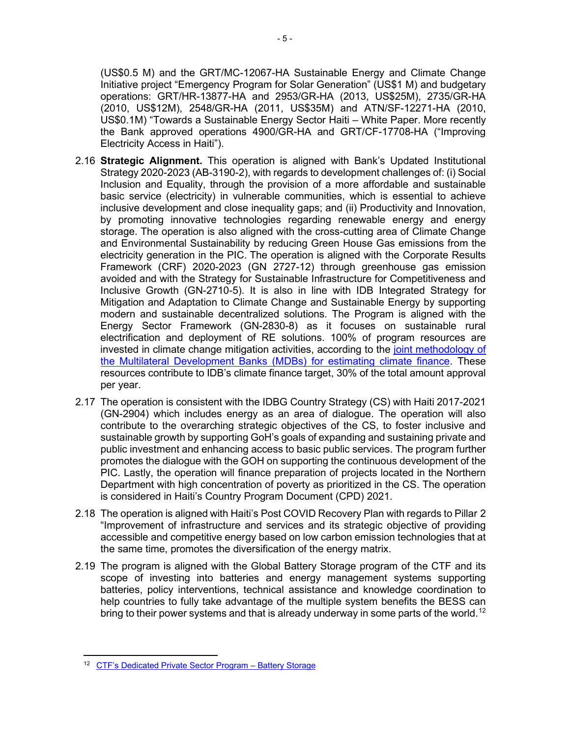(US$0.5 M) and the GRT/MC-12067-HA Sustainable Energy and Climate Change Initiative project "Emergency Program for Solar Generation" (US$1 M) and budgetary operations: GRT/HR-13877-HA and 2953/GR-HA (2013, US$25M), 2735/GR-HA (2010, US$12M), 2548/GR-HA (2011, US$35M) and ATN/SF-12271-HA (2010, US$0.1M) "Towards a Sustainable Energy Sector Haiti – White Paper. More recently the Bank approved operations 4900/GR-HA and GRT/CF-17708-HA ("Improving Electricity Access in Haiti").

2.16 **Strategic Alignment.** This operation is aligned with Bank's Updated Institutional Strategy 2020-2023 (AB-3190-2), with regards to development challenges of: (i) Social Inclusion and Equality, through the provision of a more affordable and sustainable basic service (electricity) in vulnerable communities, which is essential to achieve inclusive development and close inequality gaps; and (ii) Productivity and Innovation, by promoting innovative technologies regarding renewable energy and energy storage. The operation is also aligned with the cross-cutting area of Climate Change and Environmental Sustainability by reducing Green House Gas emissions from the electricity generation in the PIC. The operation is aligned with the Corporate Results Framework (CRF) 2020-2023 (GN 2727-12) through greenhouse gas emission avoided and with the Strategy for Sustainable Infrastructure for Competitiveness and Inclusive Growth (GN-2710-5). It is also in line with IDB Integrated Strategy for Mitigation and Adaptation to Climate Change and Sustainable Energy by supporting modern and sustainable decentralized solutions. The Program is aligned with the Energy Sector Framework (GN-2830-8) as it focuses on sustainable rural electrification and deployment of RE solutions. 100% of program resources are invested in climate change mitigation activities, according to the joint methodology of the Multilateral Development Banks (MDBs) for estimating climate finance. These resources contribute to IDB's climate finance target, 30% of the total amount approval per year.

2.17 The operation is consistent with the IDBG Country Strategy (CS) with Haiti 2017-2021 (GN-2904) which includes energy as an area of dialogue. The operation will also contribute to the overarching strategic objectives of the CS, to foster inclusive and sustainable growth by supporting GoH's goals of expanding and sustaining private and public investment and enhancing access to basic public services. The program further promotes the dialogue with the GOH on supporting the continuous development of the PIC. Lastly, the operation will finance preparation of projects located in the Northern Department with high concentration of poverty as prioritized in the CS. The operation is considered in Haiti's Country Program Document (CPD) 2021.

2.18 The operation is aligned with Haiti's Post COVID Recovery Plan with regards to Pillar 2 "Improvement of infrastructure and services and its strategic objective of providing accessible and competitive energy based on low carbon emission technologies that at the same time, promotes the diversification of the energy matrix.

2.19 The program is aligned with the Global Battery Storage program of the CTF and its scope of investing into batteries and energy management systems supporting batteries, policy interventions, technical assistance and knowledge coordination to help countries to fully take advantage of the multiple system benefits the BESS can bring to their power systems and that is already underway in some parts of the world.[12]

---

[12] CTF's Dedicated Private Sector Program – Battery Storage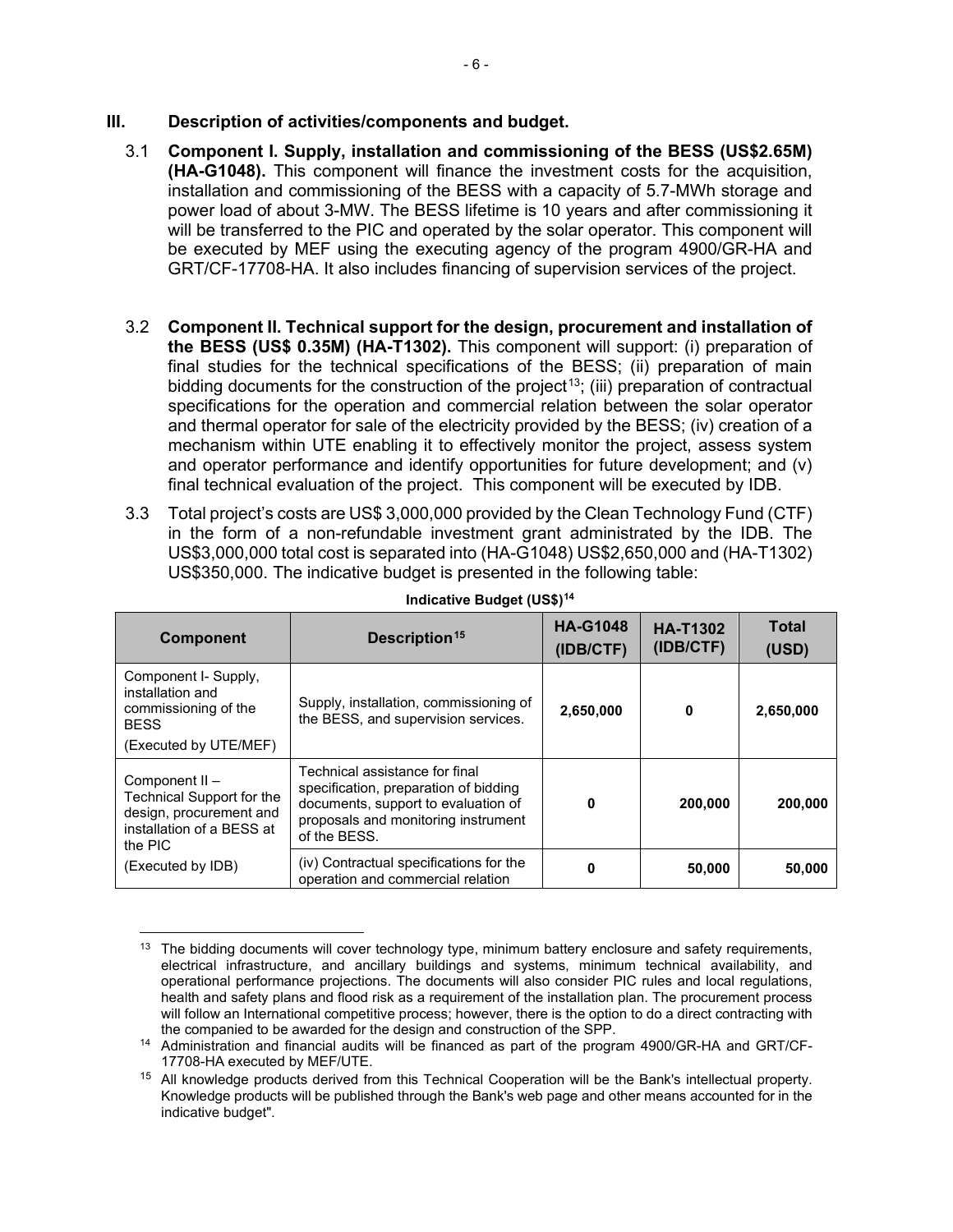## III. Description of activities/components and budget.

3.1 **Component I. Supply, installation and commissioning of the BESS (US$2.65M) (HA-G1048).** This component will finance the investment costs for the acquisition, installation and commissioning of the BESS with a capacity of 5.7-MWh storage and power load of about 3-MW. The BESS lifetime is 10 years and after commissioning it will be transferred to the PIC and operated by the solar operator. This component will be executed by MEF using the executing agency of the program 4900/GR-HA and GRT/CF-17708-HA. It also includes financing of supervision services of the project.

3.2 **Component II. Technical support for the design, procurement and installation of the BESS (US$ 0.35M) (HA-T1302).** This component will support: (i) preparation of final studies for the technical specifications of the BESS; (ii) preparation of main bidding documents for the construction of the project[13]; (iii) preparation of contractual specifications for the operation and commercial relation between the solar operator and thermal operator for sale of the electricity provided by the BESS; (iv) creation of a mechanism within UTE enabling it to effectively monitor the project, assess system and operator performance and identify opportunities for future development; and (v) final technical evaluation of the project. This component will be executed by IDB.

3.3 Total project's costs are US$ 3,000,000 provided by the Clean Technology Fund (CTF) in the form of a non-refundable investment grant administrated by the IDB. The US$3,000,000 total cost is separated into (HA-G1048) US$2,650,000 and (HA-T1302) US$350,000. The indicative budget is presented in the following table:

**Indicative Budget (US$)[14]**

| Component | Description[15] | HA-G1048 (IDB/CTF) | HA-T1302 (IDB/CTF) | Total (USD) |
|---|---|---|---|---|
| Component I- Supply, installation and commissioning of the BESS (Executed by UTE/MEF) | Supply, installation, commissioning of the BESS, and supervision services. | **2,650,000** | **0** | **2,650,000** |
| Component II – Technical Support for the design, procurement and installation of a BESS at the PIC (Executed by IDB) | Technical assistance for final specification, preparation of bidding documents, support to evaluation of proposals and monitoring instrument of the BESS. | **0** | **200,000** | **200,000** |
| | (iv) Contractual specifications for the operation and commercial relation | **0** | **50,000** | **50,000** |

[13] The bidding documents will cover technology type, minimum battery enclosure and safety requirements, electrical infrastructure, and ancillary buildings and systems, minimum technical availability, and operational performance projections. The documents will also consider PIC rules and local regulations, health and safety plans and flood risk as a requirement of the installation plan. The procurement process will follow an International competitive process; however, there is the option to do a direct contracting with the companied to be awarded for the design and construction of the SPP.

[14] Administration and financial audits will be financed as part of the program 4900/GR-HA and GRT/CF-17708-HA executed by MEF/UTE.

[15] All knowledge products derived from this Technical Cooperation will be the Bank's intellectual property. Knowledge products will be published through the Bank's web page and other means accounted for in the indicative budget".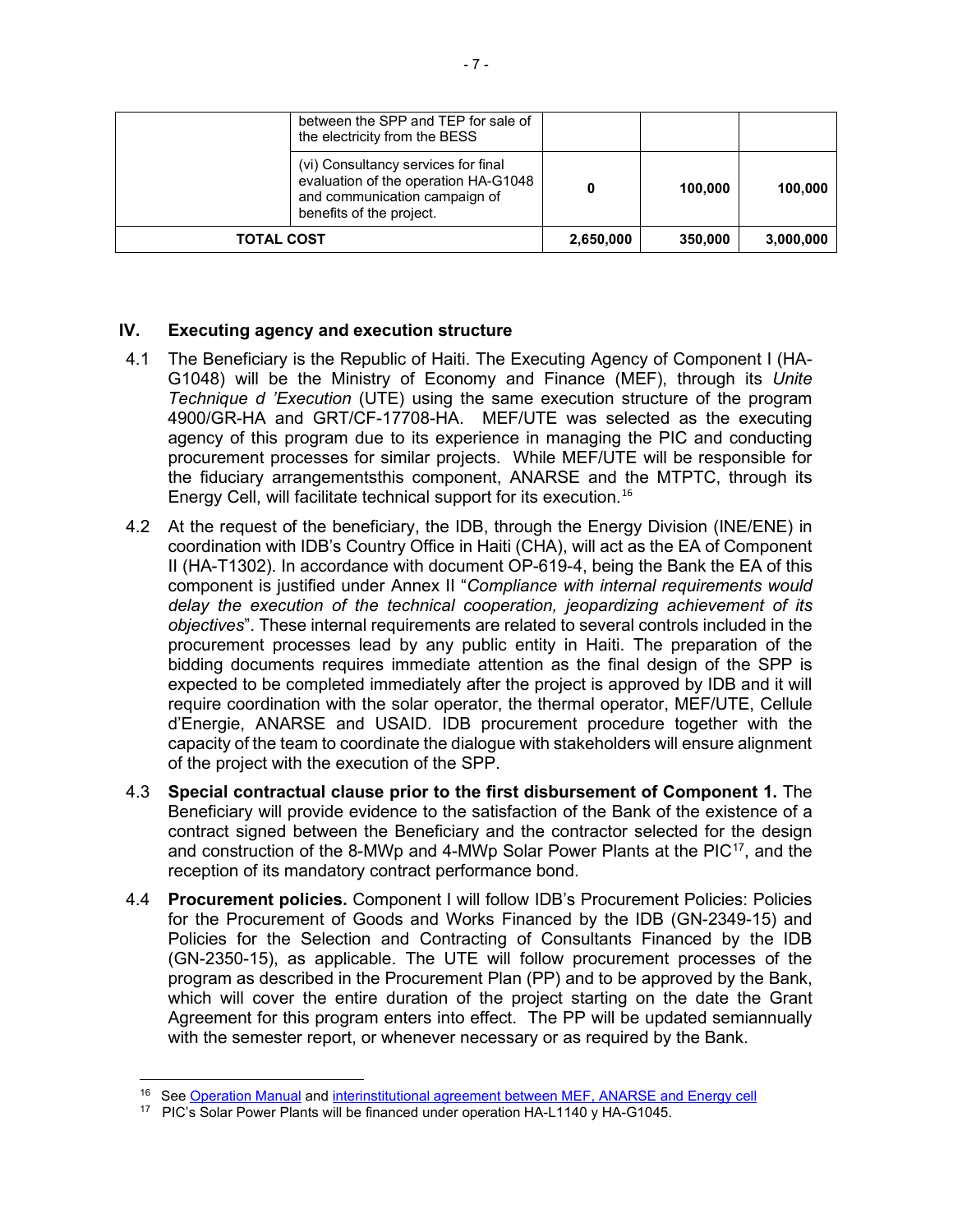| | | | | |
|---|---|---|---|---|
| | between the SPP and TEP for sale of the electricity from the BESS | | | |
| | (vi) Consultancy services for final evaluation of the operation HA-G1048 and communication campaign of benefits of the project. | **0** | **100,000** | **100,000** |
| **TOTAL COST** | | **2,650,000** | **350,000** | **3,000,000** |

## IV. Executing agency and execution structure

4.1 The Beneficiary is the Republic of Haiti. The Executing Agency of Component I (HA-G1048) will be the Ministry of Economy and Finance (MEF), through its *Unite Technique d 'Execution* (UTE) using the same execution structure of the program 4900/GR-HA and GRT/CF-17708-HA. MEF/UTE was selected as the executing agency of this program due to its experience in managing the PIC and conducting procurement processes for similar projects. While MEF/UTE will be responsible for the fiduciary arrangementsthis component, ANARSE and the MTPTC, through its Energy Cell, will facilitate technical support for its execution.[16]

4.2 At the request of the beneficiary, the IDB, through the Energy Division (INE/ENE) in coordination with IDB's Country Office in Haiti (CHA), will act as the EA of Component II (HA-T1302). In accordance with document OP-619-4, being the Bank the EA of this component is justified under Annex II "*Compliance with internal requirements would delay the execution of the technical cooperation, jeopardizing achievement of its objectives*". These internal requirements are related to several controls included in the procurement processes lead by any public entity in Haiti. The preparation of the bidding documents requires immediate attention as the final design of the SPP is expected to be completed immediately after the project is approved by IDB and it will require coordination with the solar operator, the thermal operator, MEF/UTE, Cellule d'Energie, ANARSE and USAID. IDB procurement procedure together with the capacity of the team to coordinate the dialogue with stakeholders will ensure alignment of the project with the execution of the SPP.

4.3 **Special contractual clause prior to the first disbursement of Component 1.** The Beneficiary will provide evidence to the satisfaction of the Bank of the existence of a contract signed between the Beneficiary and the contractor selected for the design and construction of the 8-MWp and 4-MWp Solar Power Plants at the PIC[17], and the reception of its mandatory contract performance bond.

4.4 **Procurement policies.** Component I will follow IDB's Procurement Policies: Policies for the Procurement of Goods and Works Financed by the IDB (GN-2349-15) and Policies for the Selection and Contracting of Consultants Financed by the IDB (GN-2350-15), as applicable. The UTE will follow procurement processes of the program as described in the Procurement Plan (PP) and to be approved by the Bank, which will cover the entire duration of the project starting on the date the Grant Agreement for this program enters into effect. The PP will be updated semiannually with the semester report, or whenever necessary or as required by the Bank.

---

[16] See Operation Manual and interinstitutional agreement between MEF, ANARSE and Energy cell

[17] PIC's Solar Power Plants will be financed under operation HA-L1140 y HA-G1045.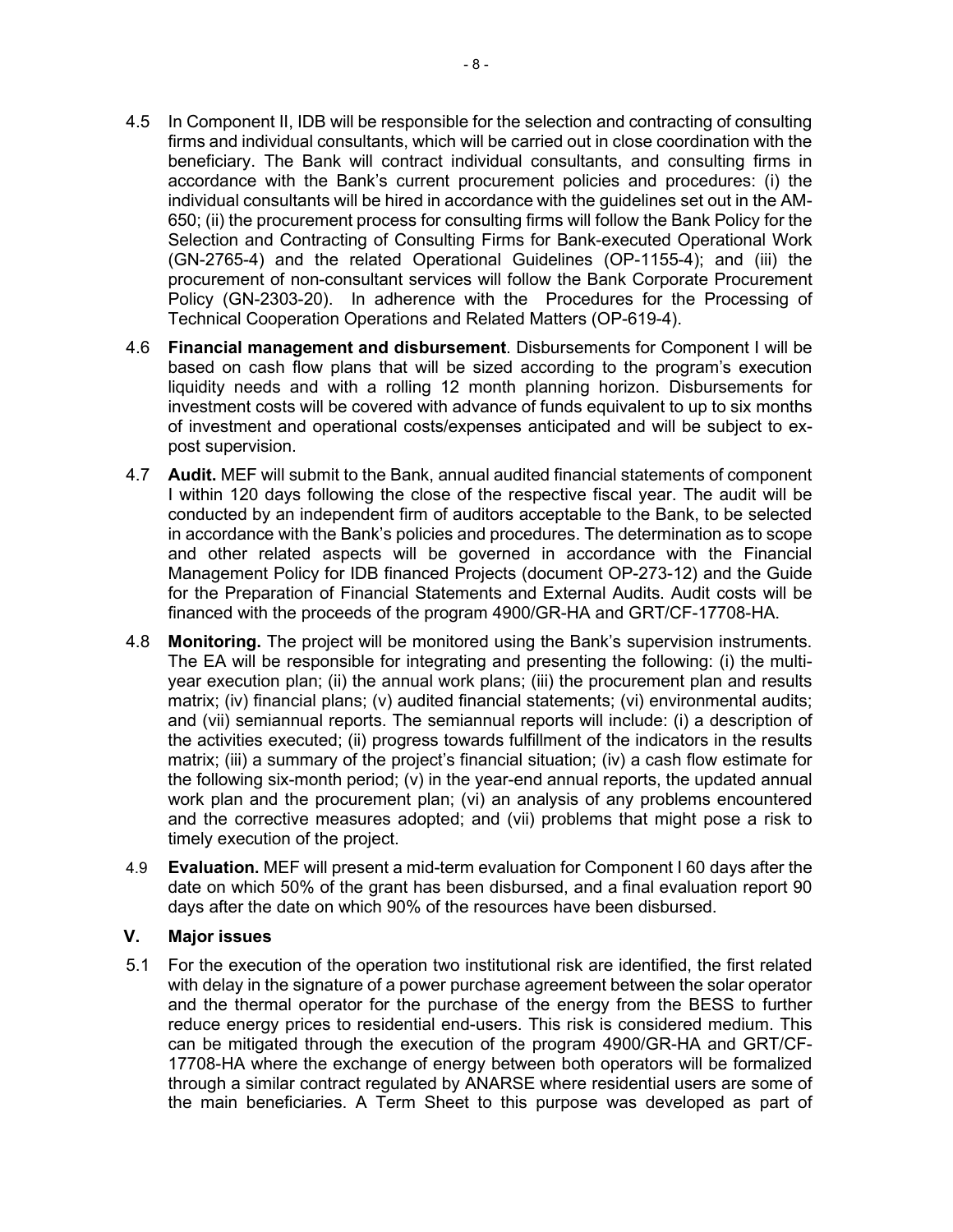4.5 In Component II, IDB will be responsible for the selection and contracting of consulting firms and individual consultants, which will be carried out in close coordination with the beneficiary. The Bank will contract individual consultants, and consulting firms in accordance with the Bank's current procurement policies and procedures: (i) the individual consultants will be hired in accordance with the guidelines set out in the AM-650; (ii) the procurement process for consulting firms will follow the Bank Policy for the Selection and Contracting of Consulting Firms for Bank-executed Operational Work (GN-2765-4) and the related Operational Guidelines (OP-1155-4); and (iii) the procurement of non-consultant services will follow the Bank Corporate Procurement Policy (GN-2303-20). In adherence with the Procedures for the Processing of Technical Cooperation Operations and Related Matters (OP-619-4).

4.6 **Financial management and disbursement**. Disbursements for Component I will be based on cash flow plans that will be sized according to the program's execution liquidity needs and with a rolling 12 month planning horizon. Disbursements for investment costs will be covered with advance of funds equivalent to up to six months of investment and operational costs/expenses anticipated and will be subject to ex-post supervision.

4.7 **Audit.** MEF will submit to the Bank, annual audited financial statements of component I within 120 days following the close of the respective fiscal year. The audit will be conducted by an independent firm of auditors acceptable to the Bank, to be selected in accordance with the Bank's policies and procedures. The determination as to scope and other related aspects will be governed in accordance with the Financial Management Policy for IDB financed Projects (document OP-273-12) and the Guide for the Preparation of Financial Statements and External Audits. Audit costs will be financed with the proceeds of the program 4900/GR-HA and GRT/CF-17708-HA.

4.8 **Monitoring.** The project will be monitored using the Bank's supervision instruments. The EA will be responsible for integrating and presenting the following: (i) the multi-year execution plan; (ii) the annual work plans; (iii) the procurement plan and results matrix; (iv) financial plans; (v) audited financial statements; (vi) environmental audits; and (vii) semiannual reports. The semiannual reports will include: (i) a description of the activities executed; (ii) progress towards fulfillment of the indicators in the results matrix; (iii) a summary of the project's financial situation; (iv) a cash flow estimate for the following six-month period; (v) in the year-end annual reports, the updated annual work plan and the procurement plan; (vi) an analysis of any problems encountered and the corrective measures adopted; and (vii) problems that might pose a risk to timely execution of the project.

4.9 **Evaluation.** MEF will present a mid-term evaluation for Component I 60 days after the date on which 50% of the grant has been disbursed, and a final evaluation report 90 days after the date on which 90% of the resources have been disbursed.

## V. Major issues

5.1 For the execution of the operation two institutional risk are identified, the first related with delay in the signature of a power purchase agreement between the solar operator and the thermal operator for the purchase of the energy from the BESS to further reduce energy prices to residential end-users. This risk is considered medium. This can be mitigated through the execution of the program 4900/GR-HA and GRT/CF-17708-HA where the exchange of energy between both operators will be formalized through a similar contract regulated by ANARSE where residential users are some of the main beneficiaries. A Term Sheet to this purpose was developed as part of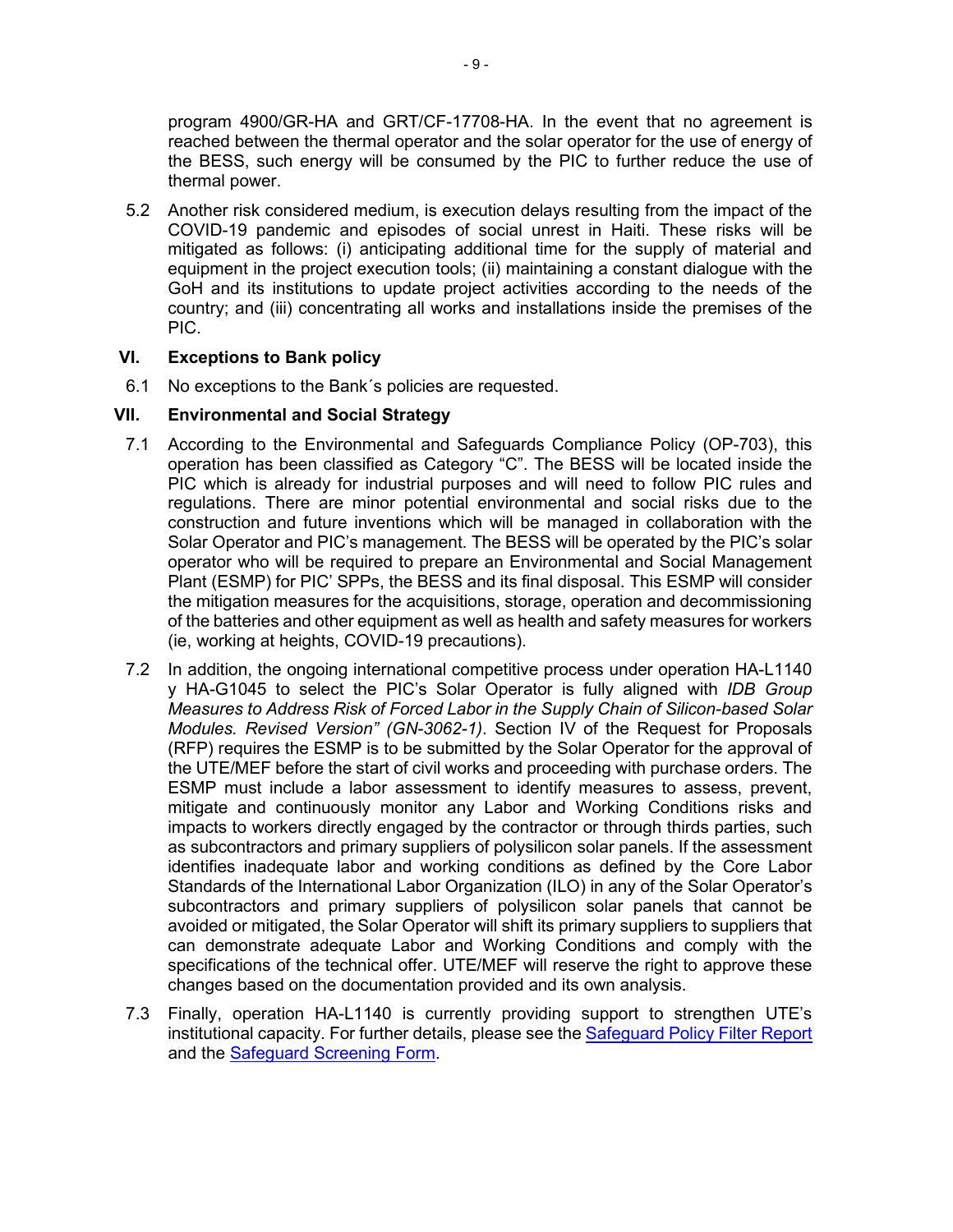program 4900/GR-HA and GRT/CF-17708-HA. In the event that no agreement is reached between the thermal operator and the solar operator for the use of energy of the BESS, such energy will be consumed by the PIC to further reduce the use of thermal power.

5.2 Another risk considered medium, is execution delays resulting from the impact of the COVID-19 pandemic and episodes of social unrest in Haiti. These risks will be mitigated as follows: (i) anticipating additional time for the supply of material and equipment in the project execution tools; (ii) maintaining a constant dialogue with the GoH and its institutions to update project activities according to the needs of the country; and (iii) concentrating all works and installations inside the premises of the PIC.

## VI. Exceptions to Bank policy

6.1 No exceptions to the Bank´s policies are requested.

## VII. Environmental and Social Strategy

7.1 According to the Environmental and Safeguards Compliance Policy (OP-703), this operation has been classified as Category "C". The BESS will be located inside the PIC which is already for industrial purposes and will need to follow PIC rules and regulations. There are minor potential environmental and social risks due to the construction and future inventions which will be managed in collaboration with the Solar Operator and PIC's management. The BESS will be operated by the PIC's solar operator who will be required to prepare an Environmental and Social Management Plant (ESMP) for PIC' SPPs, the BESS and its final disposal. This ESMP will consider the mitigation measures for the acquisitions, storage, operation and decommissioning of the batteries and other equipment as well as health and safety measures for workers (ie, working at heights, COVID-19 precautions).

7.2 In addition, the ongoing international competitive process under operation HA-L1140 y HA-G1045 to select the PIC's Solar Operator is fully aligned with *IDB Group Measures to Address Risk of Forced Labor in the Supply Chain of Silicon-based Solar Modules. Revised Version" (GN-3062-1)*. Section IV of the Request for Proposals (RFP) requires the ESMP is to be submitted by the Solar Operator for the approval of the UTE/MEF before the start of civil works and proceeding with purchase orders. The ESMP must include a labor assessment to identify measures to assess, prevent, mitigate and continuously monitor any Labor and Working Conditions risks and impacts to workers directly engaged by the contractor or through thirds parties, such as subcontractors and primary suppliers of polysilicon solar panels. If the assessment identifies inadequate labor and working conditions as defined by the Core Labor Standards of the International Labor Organization (ILO) in any of the Solar Operator's subcontractors and primary suppliers of polysilicon solar panels that cannot be avoided or mitigated, the Solar Operator will shift its primary suppliers to suppliers that can demonstrate adequate Labor and Working Conditions and comply with the specifications of the technical offer. UTE/MEF will reserve the right to approve these changes based on the documentation provided and its own analysis.

7.3 Finally, operation HA-L1140 is currently providing support to strengthen UTE's institutional capacity. For further details, please see the Safeguard Policy Filter Report and the Safeguard Screening Form.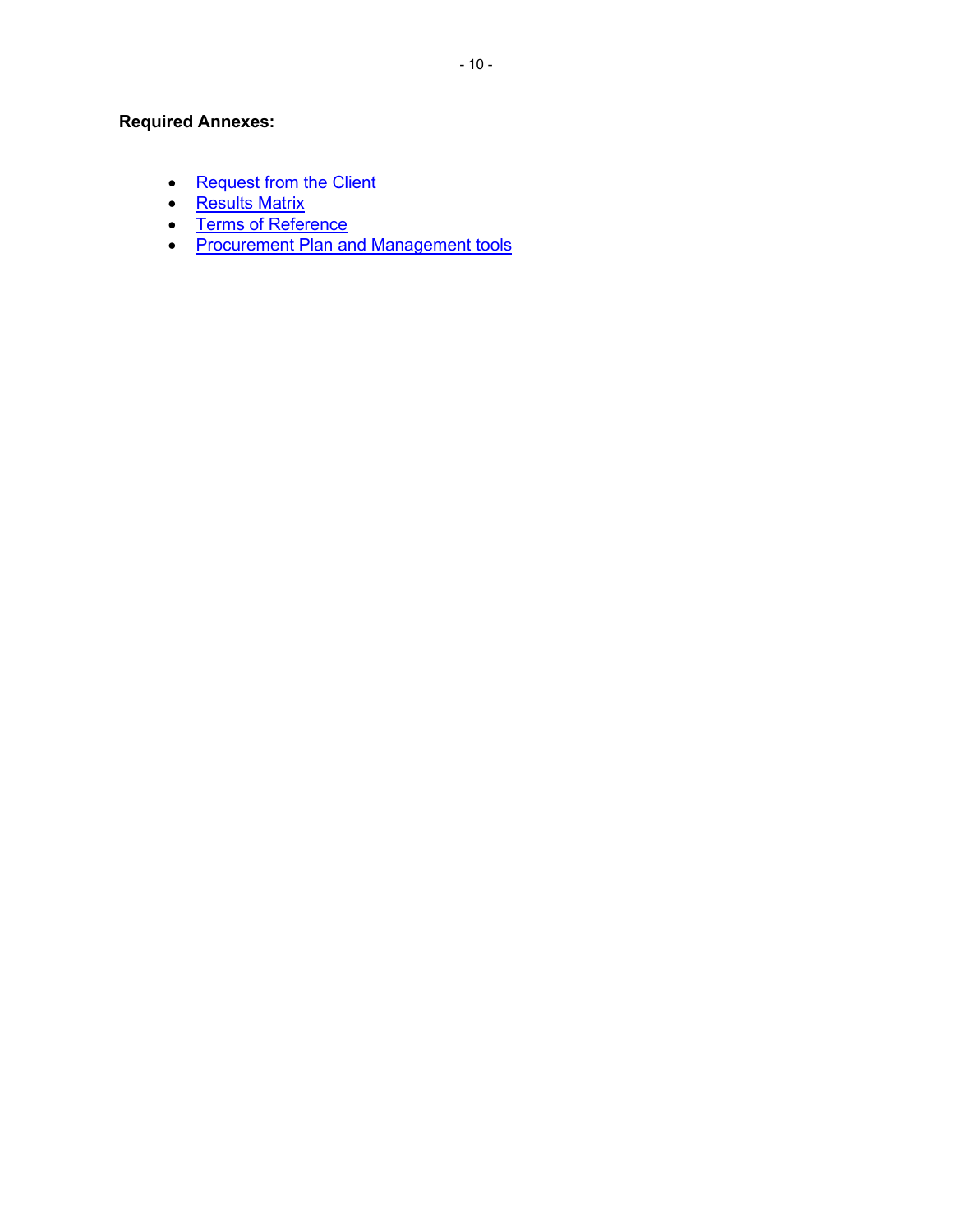**Required Annexes:**

- Request from the Client
- Results Matrix
- Terms of Reference
- Procurement Plan and Management tools